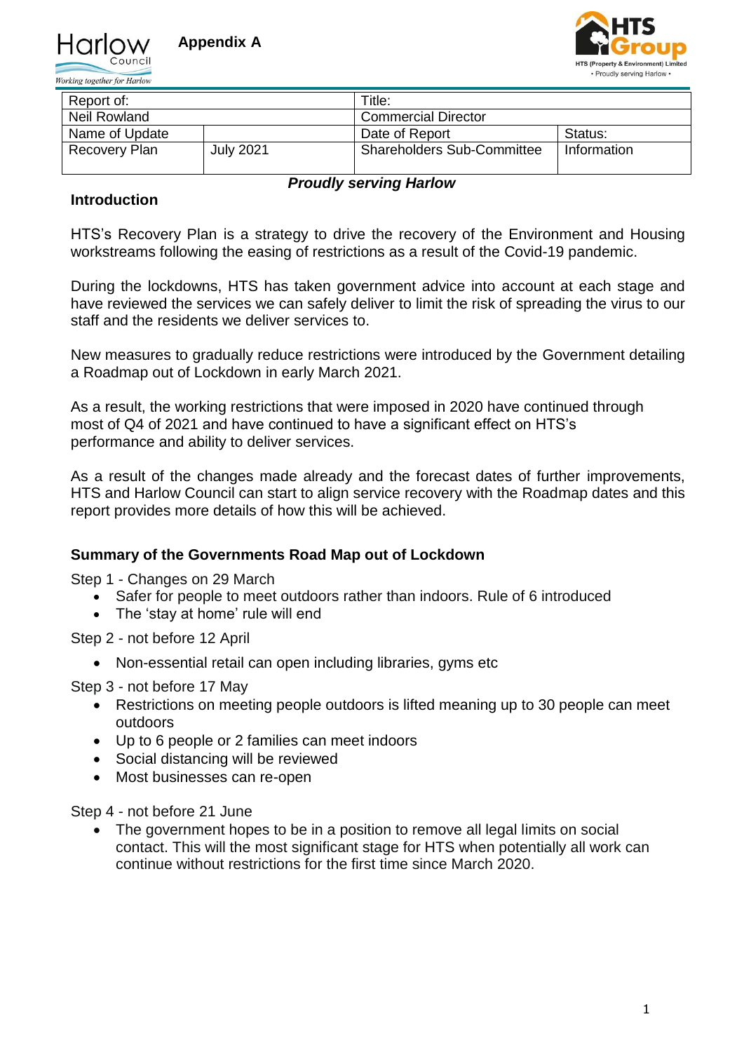Appendix A

| Report of: | | Title: | |
|---|---|---|---|
| Neil Rowland | | Commercial Director | |
| Name of Update | | Date of Report | Status: |
| Recovery Plan | July 2021 | Shareholders Sub-Committee | Information |

***Proudly serving Harlow***

## Introduction

HTS's Recovery Plan is a strategy to drive the recovery of the Environment and Housing workstreams following the easing of restrictions as a result of the Covid-19 pandemic.

During the lockdowns, HTS has taken government advice into account at each stage and have reviewed the services we can safely deliver to limit the risk of spreading the virus to our staff and the residents we deliver services to.

New measures to gradually reduce restrictions were introduced by the Government detailing a Roadmap out of Lockdown in early March 2021.

As a result, the working restrictions that were imposed in 2020 have continued through most of Q4 of 2021 and have continued to have a significant effect on HTS's performance and ability to deliver services.

As a result of the changes made already and the forecast dates of further improvements, HTS and Harlow Council can start to align service recovery with the Roadmap dates and this report provides more details of how this will be achieved.

## Summary of the Governments Road Map out of Lockdown

Step 1 - Changes on 29 March

- Safer for people to meet outdoors rather than indoors. Rule of 6 introduced
- The 'stay at home' rule will end

Step 2 - not before 12 April

- Non-essential retail can open including libraries, gyms etc

Step 3 - not before 17 May

- Restrictions on meeting people outdoors is lifted meaning up to 30 people can meet outdoors
- Up to 6 people or 2 families can meet indoors
- Social distancing will be reviewed
- Most businesses can re-open

Step 4 - not before 21 June

- The government hopes to be in a position to remove all legal limits on social contact. This will the most significant stage for HTS when potentially all work can continue without restrictions for the first time since March 2020.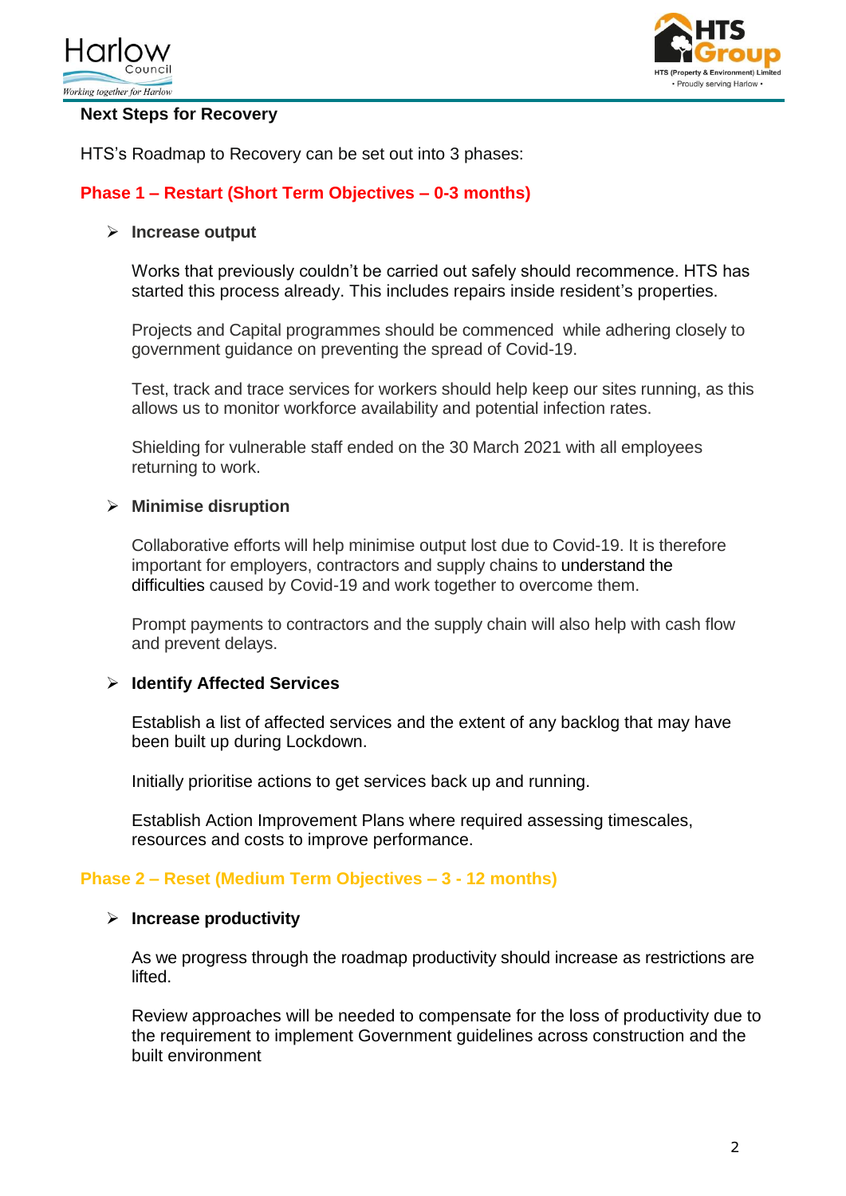## Next Steps for Recovery

HTS's Roadmap to Recovery can be set out into 3 phases:

### Phase 1 – Restart (Short Term Objectives – 0-3 months)

- **Increase output**

  Works that previously couldn't be carried out safely should recommence. HTS has started this process already. This includes repairs inside resident's properties.

  Projects and Capital programmes should be commenced while adhering closely to government guidance on preventing the spread of Covid-19.

  Test, track and trace services for workers should help keep our sites running, as this allows us to monitor workforce availability and potential infection rates.

  Shielding for vulnerable staff ended on the 30 March 2021 with all employees returning to work.

- **Minimise disruption**

  Collaborative efforts will help minimise output lost due to Covid-19. It is therefore important for employers, contractors and supply chains to understand the difficulties caused by Covid-19 and work together to overcome them.

  Prompt payments to contractors and the supply chain will also help with cash flow and prevent delays.

- **Identify Affected Services**

  Establish a list of affected services and the extent of any backlog that may have been built up during Lockdown.

  Initially prioritise actions to get services back up and running.

  Establish Action Improvement Plans where required assessing timescales, resources and costs to improve performance.

### Phase 2 – Reset (Medium Term Objectives – 3 - 12 months)

- **Increase productivity**

  As we progress through the roadmap productivity should increase as restrictions are lifted.

  Review approaches will be needed to compensate for the loss of productivity due to the requirement to implement Government guidelines across construction and the built environment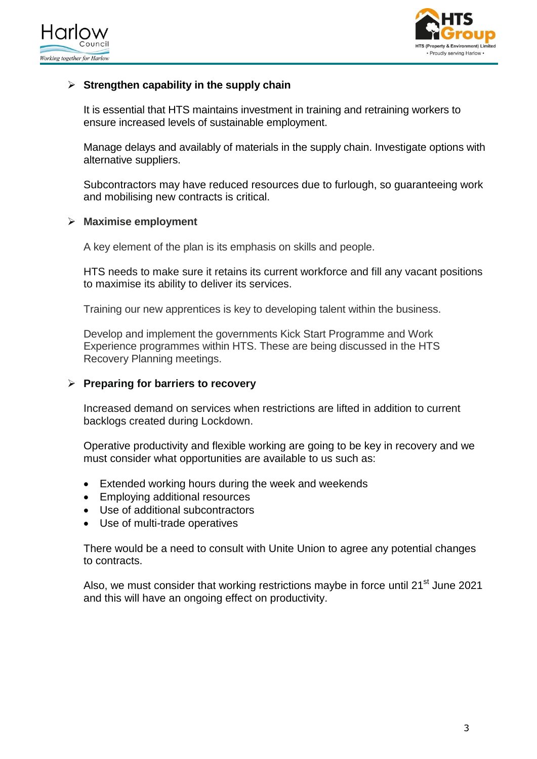- **Strengthen capability in the supply chain**

  It is essential that HTS maintains investment in training and retraining workers to ensure increased levels of sustainable employment.

  Manage delays and availably of materials in the supply chain. Investigate options with alternative suppliers.

  Subcontractors may have reduced resources due to furlough, so guaranteeing work and mobilising new contracts is critical.

- **Maximise employment**

  A key element of the plan is its emphasis on skills and people.

  HTS needs to make sure it retains its current workforce and fill any vacant positions to maximise its ability to deliver its services.

  Training our new apprentices is key to developing talent within the business.

  Develop and implement the governments Kick Start Programme and Work Experience programmes within HTS. These are being discussed in the HTS Recovery Planning meetings.

- **Preparing for barriers to recovery**

  Increased demand on services when restrictions are lifted in addition to current backlogs created during Lockdown.

  Operative productivity and flexible working are going to be key in recovery and we must consider what opportunities are available to us such as:

  - Extended working hours during the week and weekends
  - Employing additional resources
  - Use of additional subcontractors
  - Use of multi-trade operatives

  There would be a need to consult with Unite Union to agree any potential changes to contracts.

  Also, we must consider that working restrictions maybe in force until 21st June 2021 and this will have an ongoing effect on productivity.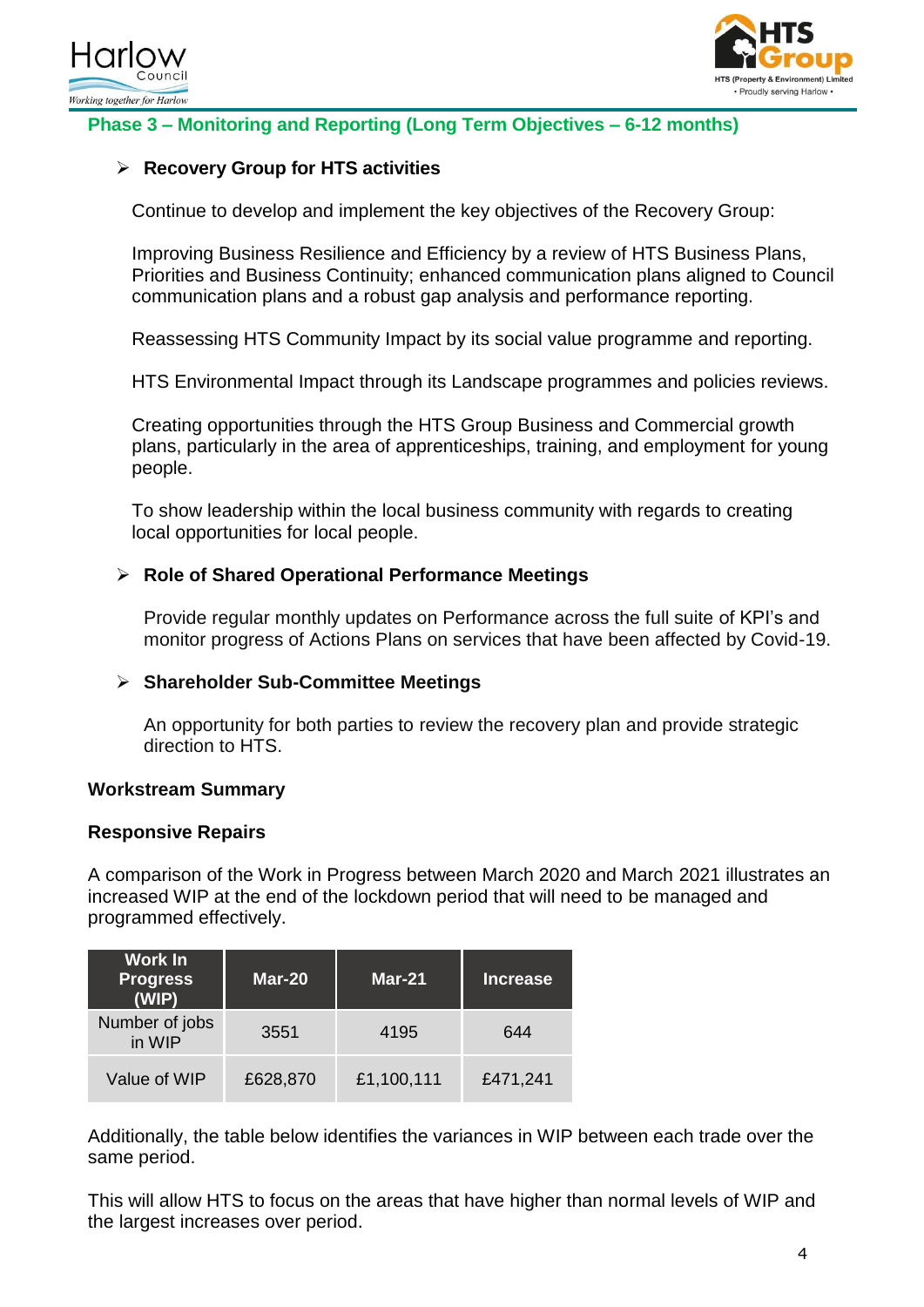## Phase 3 – Monitoring and Reporting (Long Term Objectives – 6-12 months)

- **Recovery Group for HTS activities**

  Continue to develop and implement the key objectives of the Recovery Group:

  Improving Business Resilience and Efficiency by a review of HTS Business Plans, Priorities and Business Continuity; enhanced communication plans aligned to Council communication plans and a robust gap analysis and performance reporting.

  Reassessing HTS Community Impact by its social value programme and reporting.

  HTS Environmental Impact through its Landscape programmes and policies reviews.

  Creating opportunities through the HTS Group Business and Commercial growth plans, particularly in the area of apprenticeships, training, and employment for young people.

  To show leadership within the local business community with regards to creating local opportunities for local people.

- **Role of Shared Operational Performance Meetings**

  Provide regular monthly updates on Performance across the full suite of KPI's and monitor progress of Actions Plans on services that have been affected by Covid-19.

- **Shareholder Sub-Committee Meetings**

  An opportunity for both parties to review the recovery plan and provide strategic direction to HTS.

**Workstream Summary**

**Responsive Repairs**

A comparison of the Work in Progress between March 2020 and March 2021 illustrates an increased WIP at the end of the lockdown period that will need to be managed and programmed effectively.

| Work In Progress (WIP) | Mar-20 | Mar-21 | Increase |
|---|---|---|---|
| Number of jobs in WIP | 3551 | 4195 | 644 |
| Value of WIP | £628,870 | £1,100,111 | £471,241 |

Additionally, the table below identifies the variances in WIP between each trade over the same period.

This will allow HTS to focus on the areas that have higher than normal levels of WIP and the largest increases over period.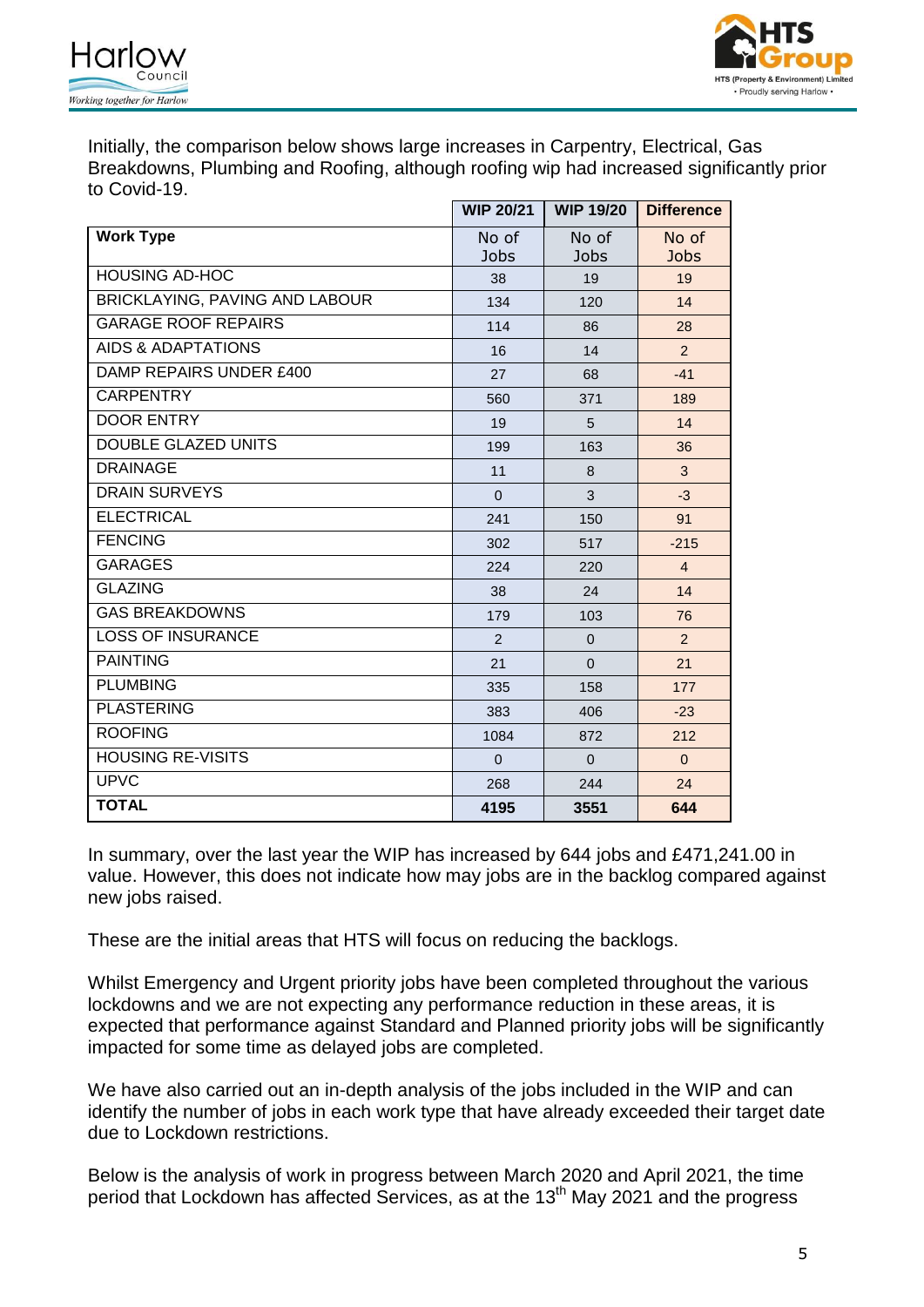Initially, the comparison below shows large increases in Carpentry, Electrical, Gas Breakdowns, Plumbing and Roofing, although roofing wip had increased significantly prior to Covid-19.

| Work Type | WIP 20/21 | WIP 19/20 | Difference |
|---|---|---|---|
| | No of Jobs | No of Jobs | No of Jobs |
| HOUSING AD-HOC | 38 | 19 | 19 |
| BRICKLAYING, PAVING AND LABOUR | 134 | 120 | 14 |
| GARAGE ROOF REPAIRS | 114 | 86 | 28 |
| AIDS & ADAPTATIONS | 16 | 14 | 2 |
| DAMP REPAIRS UNDER £400 | 27 | 68 | -41 |
| CARPENTRY | 560 | 371 | 189 |
| DOOR ENTRY | 19 | 5 | 14 |
| DOUBLE GLAZED UNITS | 199 | 163 | 36 |
| DRAINAGE | 11 | 8 | 3 |
| DRAIN SURVEYS | 0 | 3 | -3 |
| ELECTRICAL | 241 | 150 | 91 |
| FENCING | 302 | 517 | -215 |
| GARAGES | 224 | 220 | 4 |
| GLAZING | 38 | 24 | 14 |
| GAS BREAKDOWNS | 179 | 103 | 76 |
| LOSS OF INSURANCE | 2 | 0 | 2 |
| PAINTING | 21 | 0 | 21 |
| PLUMBING | 335 | 158 | 177 |
| PLASTERING | 383 | 406 | -23 |
| ROOFING | 1084 | 872 | 212 |
| HOUSING RE-VISITS | 0 | 0 | 0 |
| UPVC | 268 | 244 | 24 |
| **TOTAL** | **4195** | **3551** | **644** |

In summary, over the last year the WIP has increased by 644 jobs and £471,241.00 in value. However, this does not indicate how may jobs are in the backlog compared against new jobs raised.

These are the initial areas that HTS will focus on reducing the backlogs.

Whilst Emergency and Urgent priority jobs have been completed throughout the various lockdowns and we are not expecting any performance reduction in these areas, it is expected that performance against Standard and Planned priority jobs will be significantly impacted for some time as delayed jobs are completed.

We have also carried out an in-depth analysis of the jobs included in the WIP and can identify the number of jobs in each work type that have already exceeded their target date due to Lockdown restrictions.

Below is the analysis of work in progress between March 2020 and April 2021, the time period that Lockdown has affected Services, as at the 13th May 2021 and the progress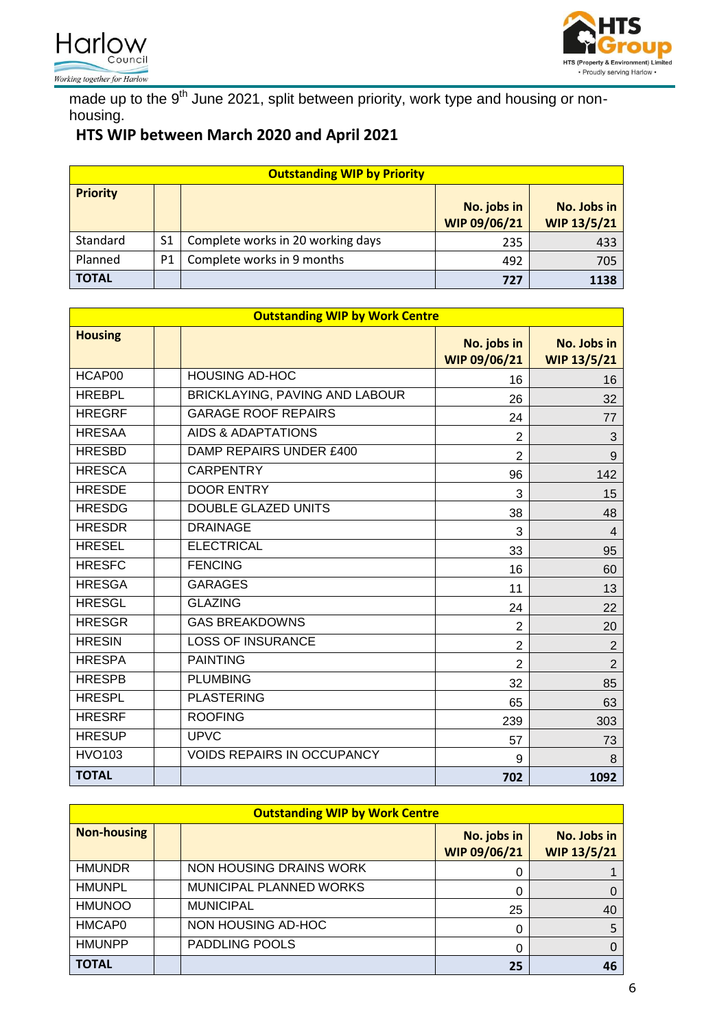made up to the 9th June 2021, split between priority, work type and housing or non-housing.

## HTS WIP between March 2020 and April 2021

| Outstanding WIP by Priority | | | | |
|---|---|---|---|---|
| **Priority** | | | **No. jobs in WIP 09/06/21** | **No. Jobs in WIP 13/5/21** |
| Standard | S1 | Complete works in 20 working days | 235 | 433 |
| Planned | P1 | Complete works in 9 months | 492 | 705 |
| **TOTAL** | | | **727** | **1138** |

| Outstanding WIP by Work Centre | | | | |
|---|---|---|---|---|
| **Housing** | | | **No. jobs in WIP 09/06/21** | **No. Jobs in WIP 13/5/21** |
| HCAP00 | | HOUSING AD-HOC | 16 | 16 |
| HREBPL | | BRICKLAYING, PAVING AND LABOUR | 26 | 32 |
| HREGRF | | GARAGE ROOF REPAIRS | 24 | 77 |
| HRESAA | | AIDS & ADAPTATIONS | 2 | 3 |
| HRESBD | | DAMP REPAIRS UNDER £400 | 2 | 9 |
| HRESCA | | CARPENTRY | 96 | 142 |
| HRESDE | | DOOR ENTRY | 3 | 15 |
| HRESDG | | DOUBLE GLAZED UNITS | 38 | 48 |
| HRESDR | | DRAINAGE | 3 | 4 |
| HRESEL | | ELECTRICAL | 33 | 95 |
| HRESFC | | FENCING | 16 | 60 |
| HRESGA | | GARAGES | 11 | 13 |
| HRESGL | | GLAZING | 24 | 22 |
| HRESGR | | GAS BREAKDOWNS | 2 | 20 |
| HRESIN | | LOSS OF INSURANCE | 2 | 2 |
| HRESPA | | PAINTING | 2 | 2 |
| HRESPB | | PLUMBING | 32 | 85 |
| HRESPL | | PLASTERING | 65 | 63 |
| HRESRF | | ROOFING | 239 | 303 |
| HRESUP | | UPVC | 57 | 73 |
| HVO103 | | VOIDS REPAIRS IN OCCUPANCY | 9 | 8 |
| **TOTAL** | | | **702** | **1092** |

| Outstanding WIP by Work Centre | | | | |
|---|---|---|---|---|
| **Non-housing** | | | **No. jobs in WIP 09/06/21** | **No. Jobs in WIP 13/5/21** |
| HMUNDR | | NON HOUSING DRAINS WORK | 0 | 1 |
| HMUNPL | | MUNICIPAL PLANNED WORKS | 0 | 0 |
| HMUNOO | | MUNICIPAL | 25 | 40 |
| HMCAP0 | | NON HOUSING AD-HOC | 0 | 5 |
| HMUNPP | | PADDLING POOLS | 0 | 0 |
| **TOTAL** | | | **25** | **46** |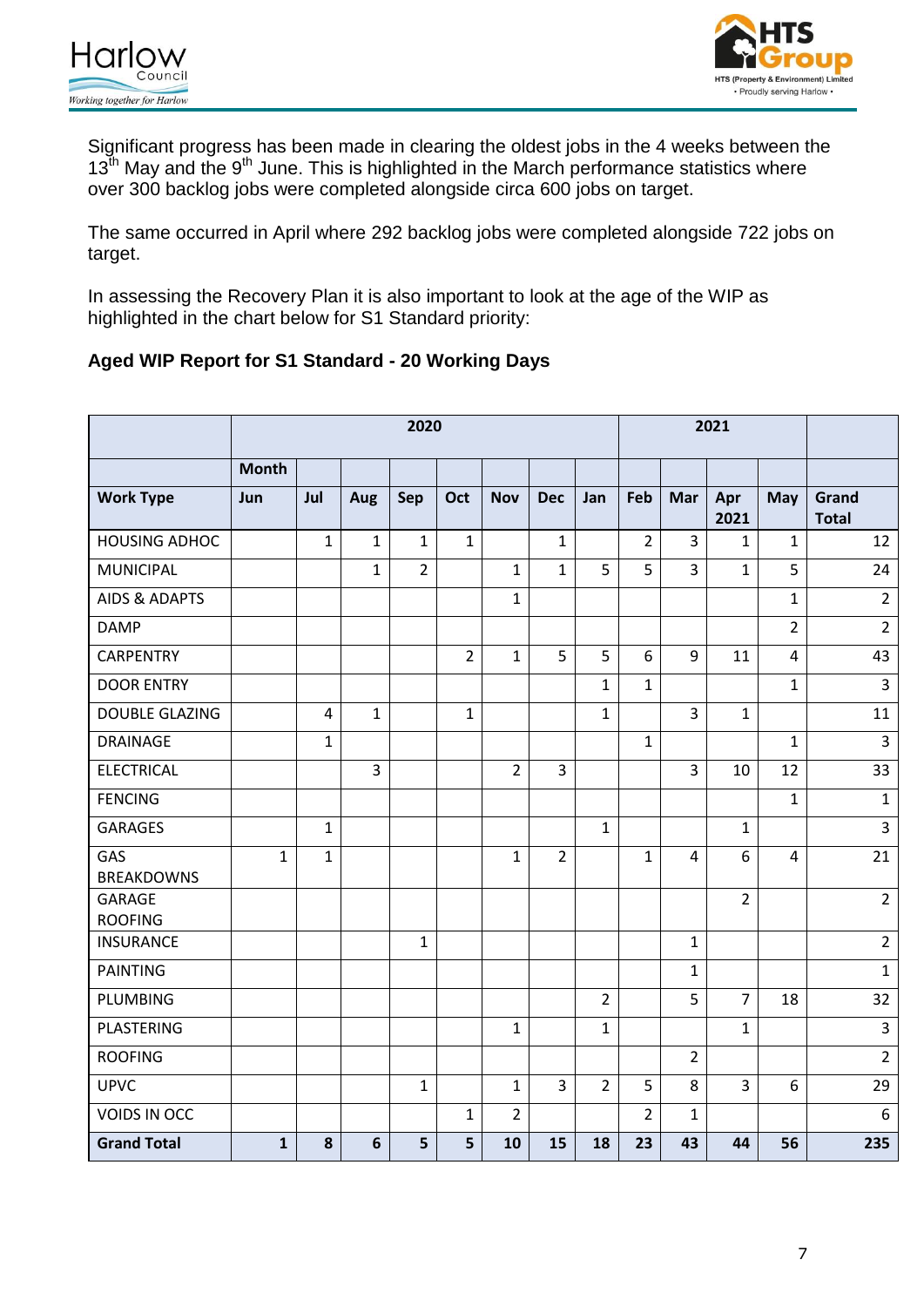Significant progress has been made in clearing the oldest jobs in the 4 weeks between the 13th May and the 9th June. This is highlighted in the March performance statistics where over 300 backlog jobs were completed alongside circa 600 jobs on target.

The same occurred in April where 292 backlog jobs were completed alongside 722 jobs on target.

In assessing the Recovery Plan it is also important to look at the age of the WIP as highlighted in the chart below for S1 Standard priority:

**Aged WIP Report for S1 Standard - 20 Working Days**

| | 2020 | | | | | | | | 2021 | | | | |
|---|---|---|---|---|---|---|---|---|---|---|---|---|---|
| | **Month** | | | | | | | | | | | | |
| **Work Type** | **Jun** | **Jul** | **Aug** | **Sep** | **Oct** | **Nov** | **Dec** | **Jan** | **Feb** | **Mar** | **Apr 2021** | **May** | **Grand Total** |
| HOUSING ADHOC | | 1 | 1 | 1 | 1 | | 1 | | 2 | 3 | 1 | 1 | 12 |
| MUNICIPAL | | | 1 | 2 | | 1 | 1 | 5 | 5 | 3 | 1 | 5 | 24 |
| AIDS & ADAPTS | | | | | | 1 | | | | | | 1 | 2 |
| DAMP | | | | | | | | | | | | 2 | 2 |
| CARPENTRY | | | | | 2 | 1 | 5 | 5 | 6 | 9 | 11 | 4 | 43 |
| DOOR ENTRY | | | | | | | | 1 | 1 | | | 1 | 3 |
| DOUBLE GLAZING | | 4 | 1 | | 1 | | | 1 | | 3 | 1 | | 11 |
| DRAINAGE | | 1 | | | | | | | 1 | | | 1 | 3 |
| ELECTRICAL | | | 3 | | | 2 | 3 | | | 3 | 10 | 12 | 33 |
| FENCING | | | | | | | | | | | | 1 | 1 |
| GARAGES | | 1 | | | | | | 1 | | | 1 | | 3 |
| GAS BREAKDOWNS | 1 | 1 | | | | 1 | 2 | | 1 | 4 | 6 | 4 | 21 |
| GARAGE ROOFING | | | | | | | | | | | 2 | | 2 |
| INSURANCE | | | | 1 | | | | | | 1 | | | 2 |
| PAINTING | | | | | | | | | | 1 | | | 1 |
| PLUMBING | | | | | | | | 2 | | 5 | 7 | 18 | 32 |
| PLASTERING | | | | | | 1 | | 1 | | | 1 | | 3 |
| ROOFING | | | | | | | | | | 2 | | | 2 |
| UPVC | | | | 1 | | 1 | 3 | 2 | 5 | 8 | 3 | 6 | 29 |
| VOIDS IN OCC | | | | | 1 | 2 | | | 2 | 1 | | | 6 |
| **Grand Total** | **1** | **8** | **6** | **5** | **5** | **10** | **15** | **18** | **23** | **43** | **44** | **56** | **235** |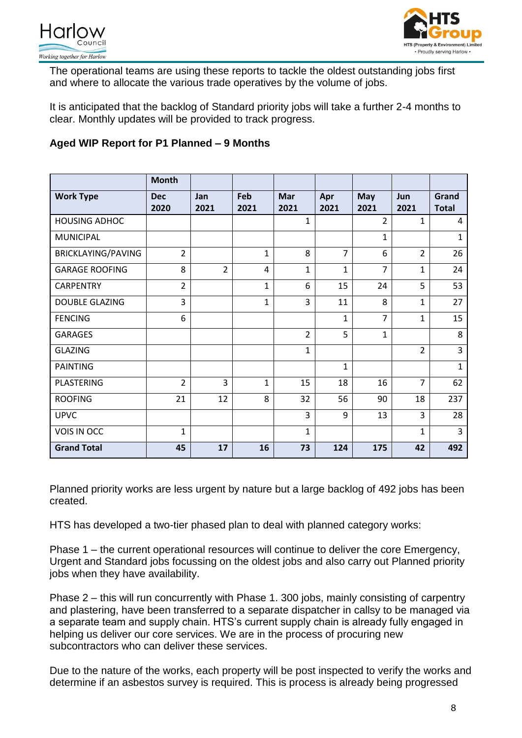The operational teams are using these reports to tackle the oldest outstanding jobs first and where to allocate the various trade operatives by the volume of jobs.

It is anticipated that the backlog of Standard priority jobs will take a further 2-4 months to clear. Monthly updates will be provided to track progress.

**Aged WIP Report for P1 Planned – 9 Months**

| | Month | | | | | | | |
|---|---|---|---|---|---|---|---|---|
| **Work Type** | **Dec 2020** | **Jan 2021** | **Feb 2021** | **Mar 2021** | **Apr 2021** | **May 2021** | **Jun 2021** | **Grand Total** |
| HOUSING ADHOC | | | | 1 | | 2 | 1 | 4 |
| MUNICIPAL | | | | | | 1 | | 1 |
| BRICKLAYING/PAVING | 2 | | 1 | 8 | 7 | 6 | 2 | 26 |
| GARAGE ROOFING | 8 | 2 | 4 | 1 | 1 | 7 | 1 | 24 |
| CARPENTRY | 2 | | 1 | 6 | 15 | 24 | 5 | 53 |
| DOUBLE GLAZING | 3 | | 1 | 3 | 11 | 8 | 1 | 27 |
| FENCING | 6 | | | | 1 | 7 | 1 | 15 |
| GARAGES | | | | 2 | 5 | 1 | | 8 |
| GLAZING | | | | 1 | | | 2 | 3 |
| PAINTING | | | | | 1 | | | 1 |
| PLASTERING | 2 | 3 | 1 | 15 | 18 | 16 | 7 | 62 |
| ROOFING | 21 | 12 | 8 | 32 | 56 | 90 | 18 | 237 |
| UPVC | | | | 3 | 9 | 13 | 3 | 28 |
| VOIS IN OCC | 1 | | | 1 | | | 1 | 3 |
| **Grand Total** | **45** | **17** | **16** | **73** | **124** | **175** | **42** | **492** |

Planned priority works are less urgent by nature but a large backlog of 492 jobs has been created.

HTS has developed a two-tier phased plan to deal with planned category works:

Phase 1 – the current operational resources will continue to deliver the core Emergency, Urgent and Standard jobs focussing on the oldest jobs and also carry out Planned priority jobs when they have availability.

Phase 2 – this will run concurrently with Phase 1. 300 jobs, mainly consisting of carpentry and plastering, have been transferred to a separate dispatcher in callsy to be managed via a separate team and supply chain. HTS's current supply chain is already fully engaged in helping us deliver our core services. We are in the process of procuring new subcontractors who can deliver these services.

Due to the nature of the works, each property will be post inspected to verify the works and determine if an asbestos survey is required. This is process is already being progressed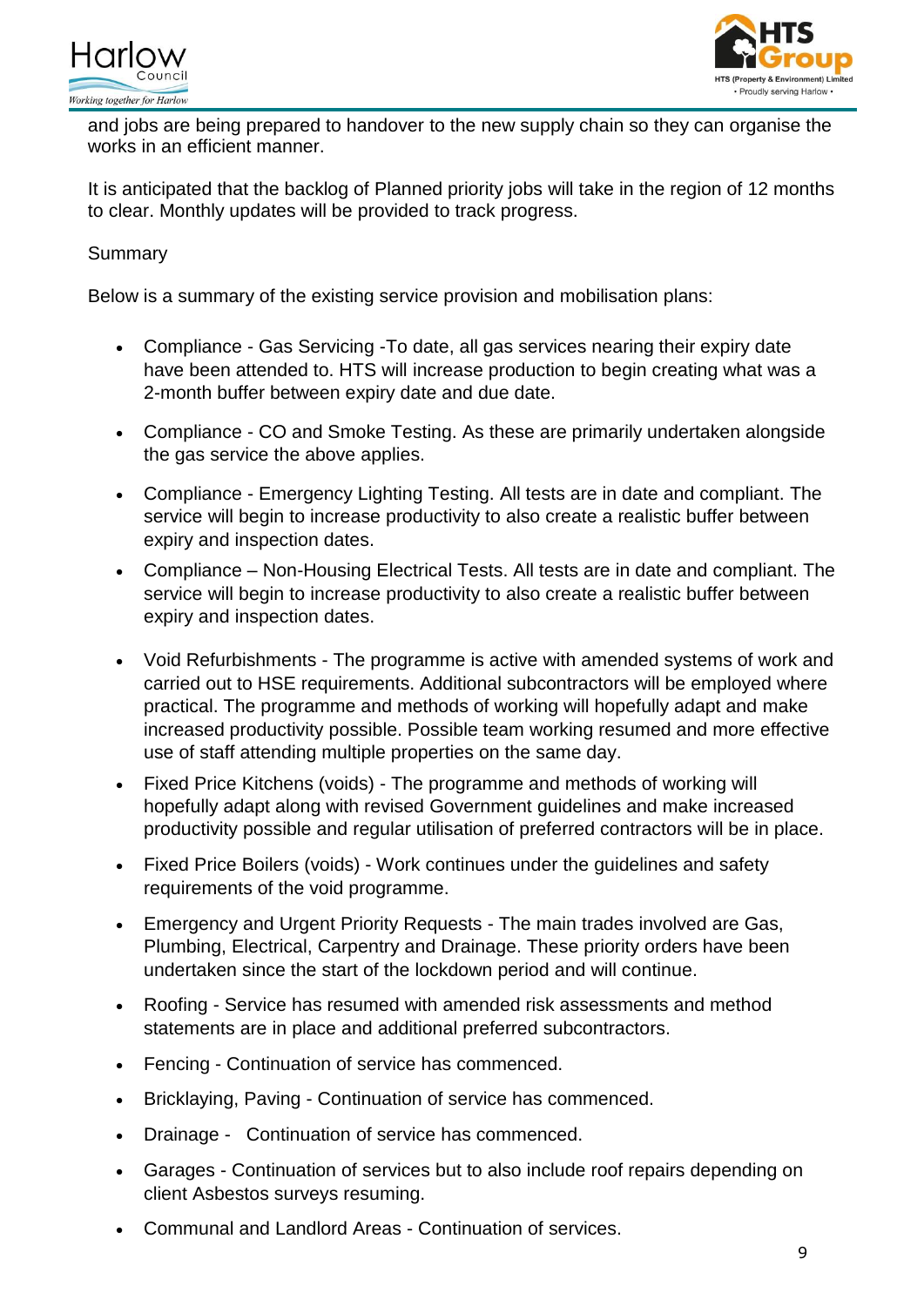and jobs are being prepared to handover to the new supply chain so they can organise the works in an efficient manner.

It is anticipated that the backlog of Planned priority jobs will take in the region of 12 months to clear. Monthly updates will be provided to track progress.

Summary

Below is a summary of the existing service provision and mobilisation plans:

- Compliance - Gas Servicing -To date, all gas services nearing their expiry date have been attended to. HTS will increase production to begin creating what was a 2-month buffer between expiry date and due date.
- Compliance - CO and Smoke Testing. As these are primarily undertaken alongside the gas service the above applies.
- Compliance - Emergency Lighting Testing. All tests are in date and compliant. The service will begin to increase productivity to also create a realistic buffer between expiry and inspection dates.
- Compliance – Non-Housing Electrical Tests. All tests are in date and compliant. The service will begin to increase productivity to also create a realistic buffer between expiry and inspection dates.
- Void Refurbishments - The programme is active with amended systems of work and carried out to HSE requirements. Additional subcontractors will be employed where practical. The programme and methods of working will hopefully adapt and make increased productivity possible. Possible team working resumed and more effective use of staff attending multiple properties on the same day.
- Fixed Price Kitchens (voids) - The programme and methods of working will hopefully adapt along with revised Government guidelines and make increased productivity possible and regular utilisation of preferred contractors will be in place.
- Fixed Price Boilers (voids) - Work continues under the guidelines and safety requirements of the void programme.
- Emergency and Urgent Priority Requests - The main trades involved are Gas, Plumbing, Electrical, Carpentry and Drainage. These priority orders have been undertaken since the start of the lockdown period and will continue.
- Roofing - Service has resumed with amended risk assessments and method statements are in place and additional preferred subcontractors.
- Fencing - Continuation of service has commenced.
- Bricklaying, Paving - Continuation of service has commenced.
- Drainage - Continuation of service has commenced.
- Garages - Continuation of services but to also include roof repairs depending on client Asbestos surveys resuming.
- Communal and Landlord Areas - Continuation of services.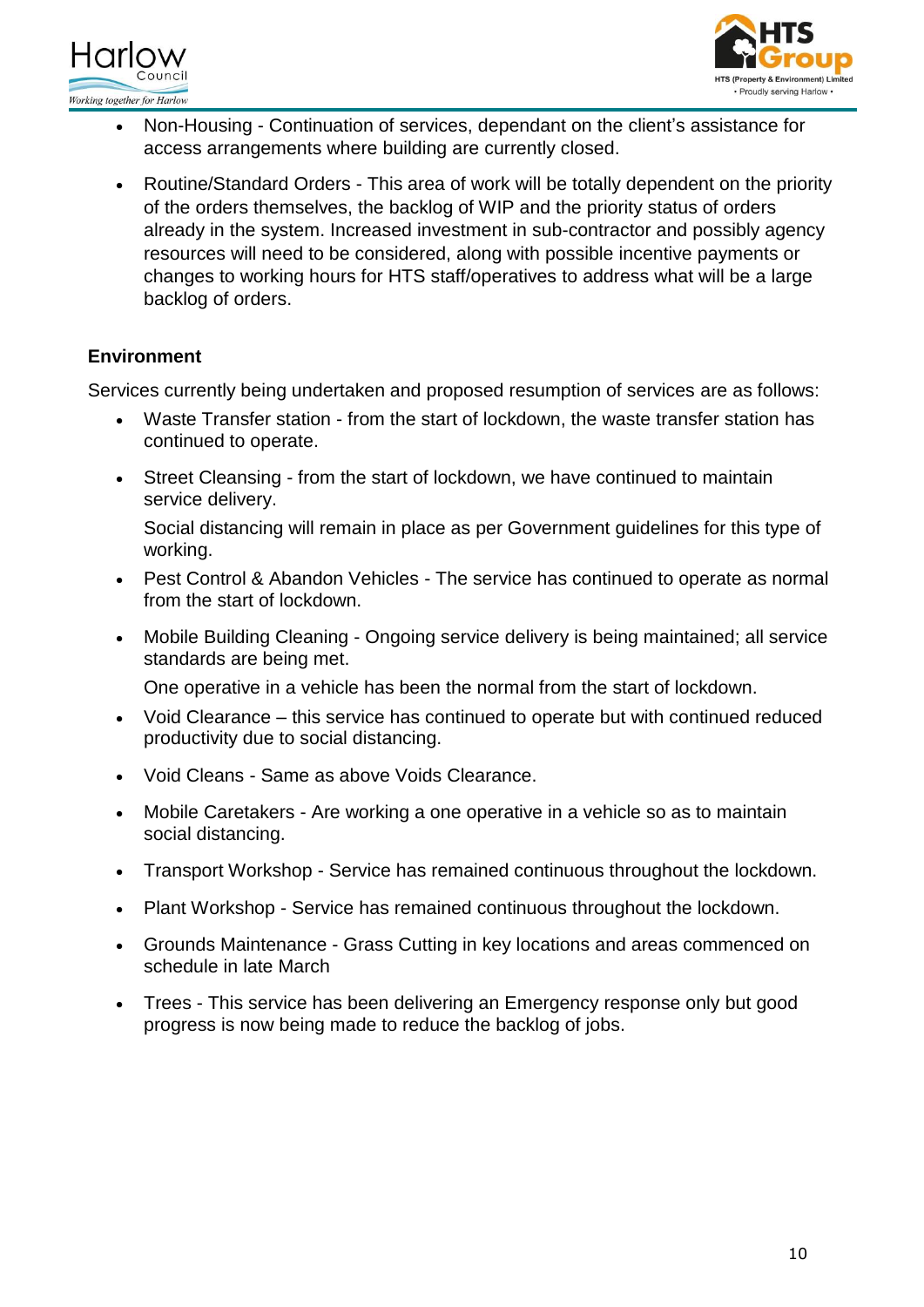- Non-Housing - Continuation of services, dependant on the client's assistance for access arrangements where building are currently closed.

- Routine/Standard Orders - This area of work will be totally dependent on the priority of the orders themselves, the backlog of WIP and the priority status of orders already in the system. Increased investment in sub-contractor and possibly agency resources will need to be considered, along with possible incentive payments or changes to working hours for HTS staff/operatives to address what will be a large backlog of orders.

**Environment**

Services currently being undertaken and proposed resumption of services are as follows:

- Waste Transfer station - from the start of lockdown, the waste transfer station has continued to operate.

- Street Cleansing - from the start of lockdown, we have continued to maintain service delivery.

  Social distancing will remain in place as per Government guidelines for this type of working.

- Pest Control & Abandon Vehicles - The service has continued to operate as normal from the start of lockdown.

- Mobile Building Cleaning - Ongoing service delivery is being maintained; all service standards are being met.

  One operative in a vehicle has been the normal from the start of lockdown.

- Void Clearance – this service has continued to operate but with continued reduced productivity due to social distancing.

- Void Cleans - Same as above Voids Clearance.

- Mobile Caretakers - Are working a one operative in a vehicle so as to maintain social distancing.

- Transport Workshop - Service has remained continuous throughout the lockdown.

- Plant Workshop - Service has remained continuous throughout the lockdown.

- Grounds Maintenance - Grass Cutting in key locations and areas commenced on schedule in late March

- Trees - This service has been delivering an Emergency response only but good progress is now being made to reduce the backlog of jobs.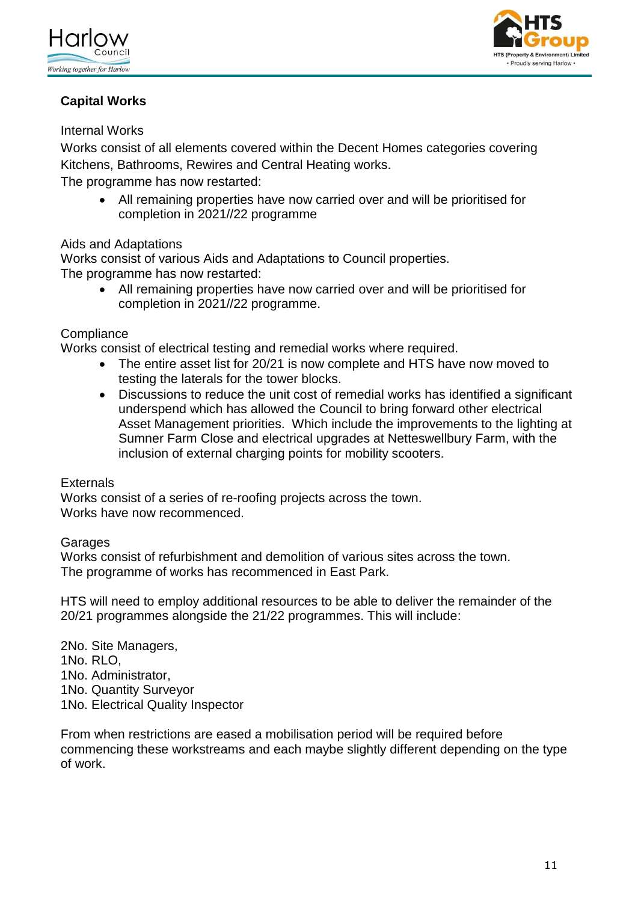## Capital Works

Internal Works

Works consist of all elements covered within the Decent Homes categories covering Kitchens, Bathrooms, Rewires and Central Heating works.

The programme has now restarted:

- All remaining properties have now carried over and will be prioritised for completion in 2021//22 programme

Aids and Adaptations

Works consist of various Aids and Adaptations to Council properties.

The programme has now restarted:

- All remaining properties have now carried over and will be prioritised for completion in 2021//22 programme.

Compliance

Works consist of electrical testing and remedial works where required.

- The entire asset list for 20/21 is now complete and HTS have now moved to testing the laterals for the tower blocks.
- Discussions to reduce the unit cost of remedial works has identified a significant underspend which has allowed the Council to bring forward other electrical Asset Management priorities. Which include the improvements to the lighting at Sumner Farm Close and electrical upgrades at Netteswellbury Farm, with the inclusion of external charging points for mobility scooters.

Externals

Works consist of a series of re-roofing projects across the town.

Works have now recommenced.

Garages

Works consist of refurbishment and demolition of various sites across the town.

The programme of works has recommenced in East Park.

HTS will need to employ additional resources to be able to deliver the remainder of the 20/21 programmes alongside the 21/22 programmes. This will include:

2No. Site Managers,
1No. RLO,
1No. Administrator,
1No. Quantity Surveyor
1No. Electrical Quality Inspector

From when restrictions are eased a mobilisation period will be required before commencing these workstreams and each maybe slightly different depending on the type of work.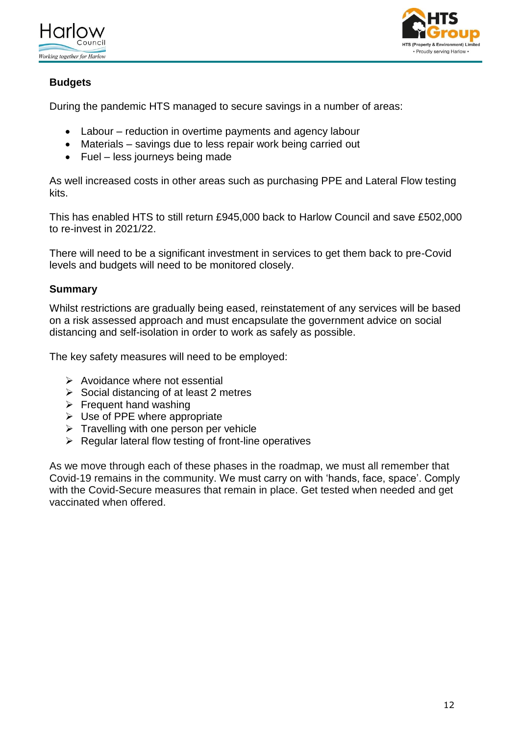## Budgets

During the pandemic HTS managed to secure savings in a number of areas:

- Labour – reduction in overtime payments and agency labour
- Materials – savings due to less repair work being carried out
- Fuel – less journeys being made

As well increased costs in other areas such as purchasing PPE and Lateral Flow testing kits.

This has enabled HTS to still return £945,000 back to Harlow Council and save £502,000 to re-invest in 2021/22.

There will need to be a significant investment in services to get them back to pre-Covid levels and budgets will need to be monitored closely.

## Summary

Whilst restrictions are gradually being eased, reinstatement of any services will be based on a risk assessed approach and must encapsulate the government advice on social distancing and self-isolation in order to work as safely as possible.

The key safety measures will need to be employed:

- Avoidance where not essential
- Social distancing of at least 2 metres
- Frequent hand washing
- Use of PPE where appropriate
- Travelling with one person per vehicle
- Regular lateral flow testing of front-line operatives

As we move through each of these phases in the roadmap, we must all remember that Covid-19 remains in the community. We must carry on with 'hands, face, space'. Comply with the Covid-Secure measures that remain in place. Get tested when needed and get vaccinated when offered.